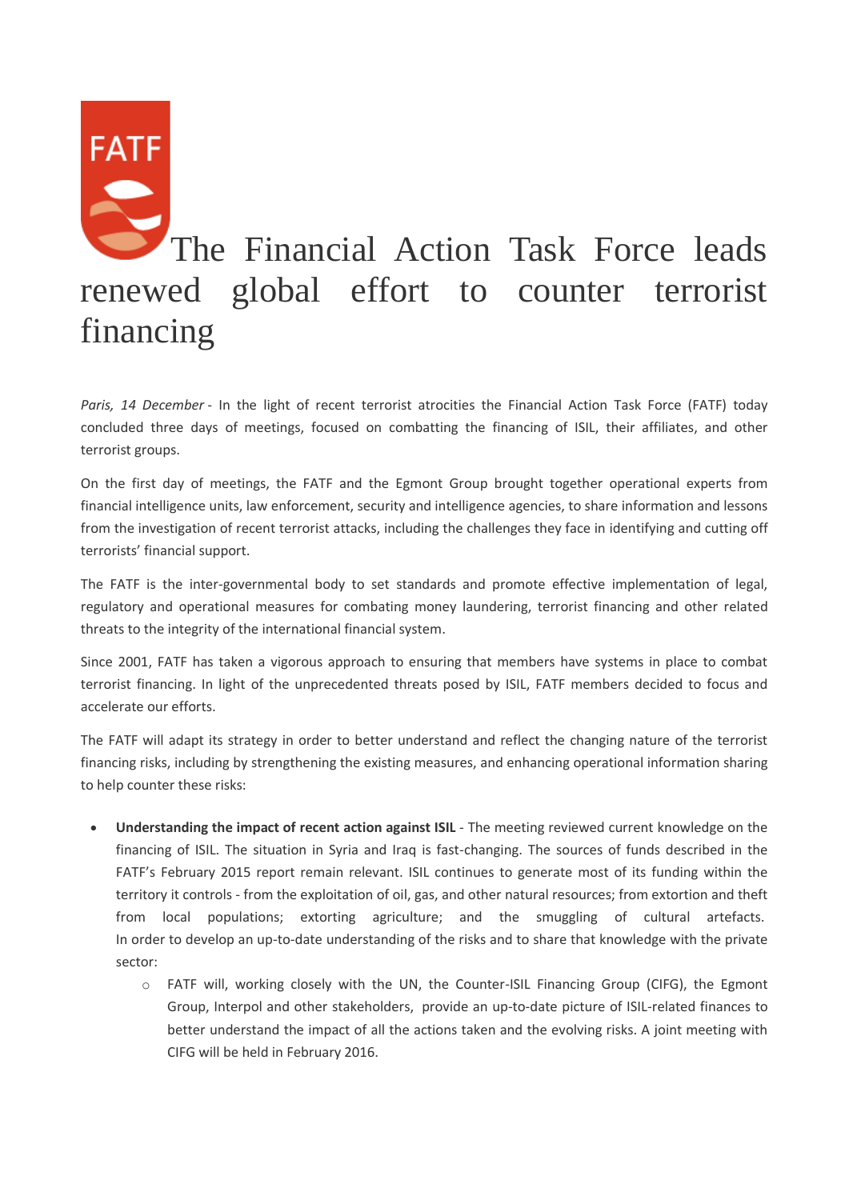# The Financial Action Task Force leads renewed global effort to counter terrorist financing

*Paris, 14 December* - In the light of recent terrorist atrocities the Financial Action Task Force (FATF) today concluded three days of meetings, focused on combatting the financing of ISIL, their affiliates, and other terrorist groups.

On the first day of meetings, the FATF and the Egmont Group brought together operational experts from financial intelligence units, law enforcement, security and intelligence agencies, to share information and lessons from the investigation of recent terrorist attacks, including the challenges they face in identifying and cutting off terrorists' financial support.

The FATF is the inter-governmental body to set standards and promote effective implementation of legal, regulatory and operational measures for combating money laundering, terrorist financing and other related threats to the integrity of the international financial system.

Since 2001, FATF has taken a vigorous approach to ensuring that members have systems in place to combat terrorist financing. In light of the unprecedented threats posed by ISIL, FATF members decided to focus and accelerate our efforts.

The FATF will adapt its strategy in order to better understand and reflect the changing nature of the terrorist financing risks, including by strengthening the existing measures, and enhancing operational information sharing to help counter these risks:

- **Understanding the impact of recent action against ISIL** - The meeting reviewed current knowledge on the financing of ISIL. The situation in Syria and Iraq is fast-changing. The sources of funds described in the FATF's February 2015 report remain relevant. ISIL continues to generate most of its funding within the territory it controls - from the exploitation of oil, gas, and other natural resources; from extortion and theft from local populations; extorting agriculture; and the smuggling of cultural artefacts. In order to develop an up-to-date understanding of the risks and to share that knowledge with the private sector:
    - FATF will, working closely with the UN, the Counter-ISIL Financing Group (CIFG), the Egmont Group, Interpol and other stakeholders, provide an up-to-date picture of ISIL-related finances to better understand the impact of all the actions taken and the evolving risks. A joint meeting with CIFG will be held in February 2016.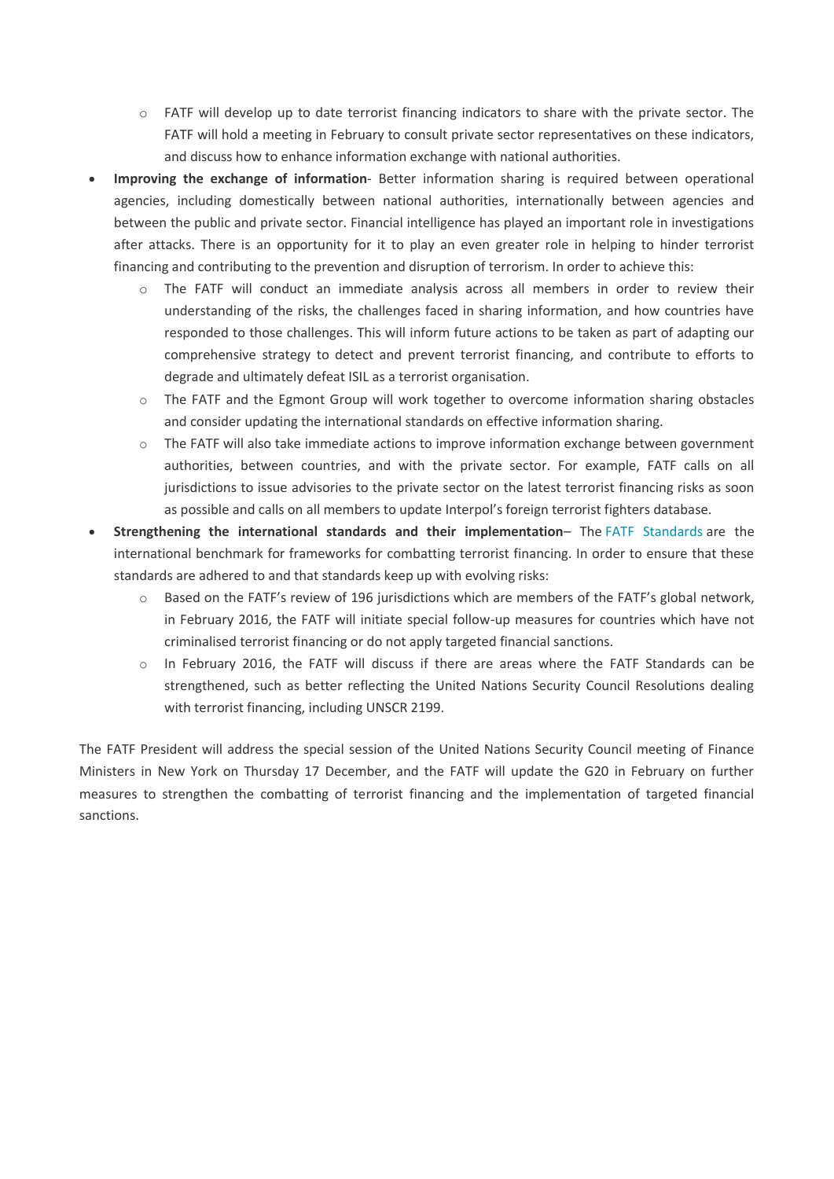- FATF will develop up to date terrorist financing indicators to share with the private sector. The FATF will hold a meeting in February to consult private sector representatives on these indicators, and discuss how to enhance information exchange with national authorities.
- **Improving the exchange of information**- Better information sharing is required between operational agencies, including domestically between national authorities, internationally between agencies and between the public and private sector. Financial intelligence has played an important role in investigations after attacks. There is an opportunity for it to play an even greater role in helping to hinder terrorist financing and contributing to the prevention and disruption of terrorism. In order to achieve this:
  - The FATF will conduct an immediate analysis across all members in order to review their understanding of the risks, the challenges faced in sharing information, and how countries have responded to those challenges. This will inform future actions to be taken as part of adapting our comprehensive strategy to detect and prevent terrorist financing, and contribute to efforts to degrade and ultimately defeat ISIL as a terrorist organisation.
  - The FATF and the Egmont Group will work together to overcome information sharing obstacles and consider updating the international standards on effective information sharing.
  - The FATF will also take immediate actions to improve information exchange between government authorities, between countries, and with the private sector. For example, FATF calls on all jurisdictions to issue advisories to the private sector on the latest terrorist financing risks as soon as possible and calls on all members to update Interpol's foreign terrorist fighters database.
- **Strengthening the international standards and their implementation**– The FATF Standards are the international benchmark for frameworks for combatting terrorist financing. In order to ensure that these standards are adhered to and that standards keep up with evolving risks:
  - Based on the FATF's review of 196 jurisdictions which are members of the FATF's global network, in February 2016, the FATF will initiate special follow-up measures for countries which have not criminalised terrorist financing or do not apply targeted financial sanctions.
  - In February 2016, the FATF will discuss if there are areas where the FATF Standards can be strengthened, such as better reflecting the United Nations Security Council Resolutions dealing with terrorist financing, including UNSCR 2199.

The FATF President will address the special session of the United Nations Security Council meeting of Finance Ministers in New York on Thursday 17 December, and the FATF will update the G20 in February on further measures to strengthen the combatting of terrorist financing and the implementation of targeted financial sanctions.